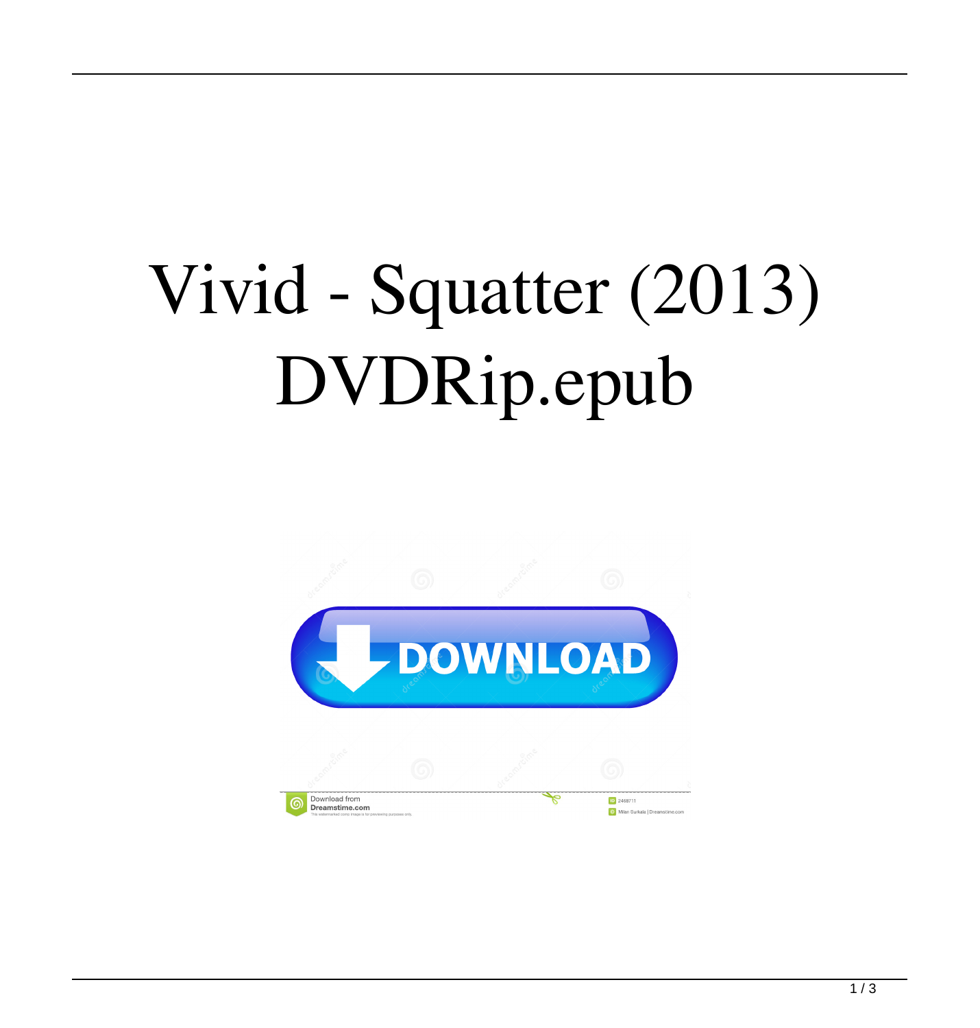# Vivid - Squatter (2013) DVDRip.epub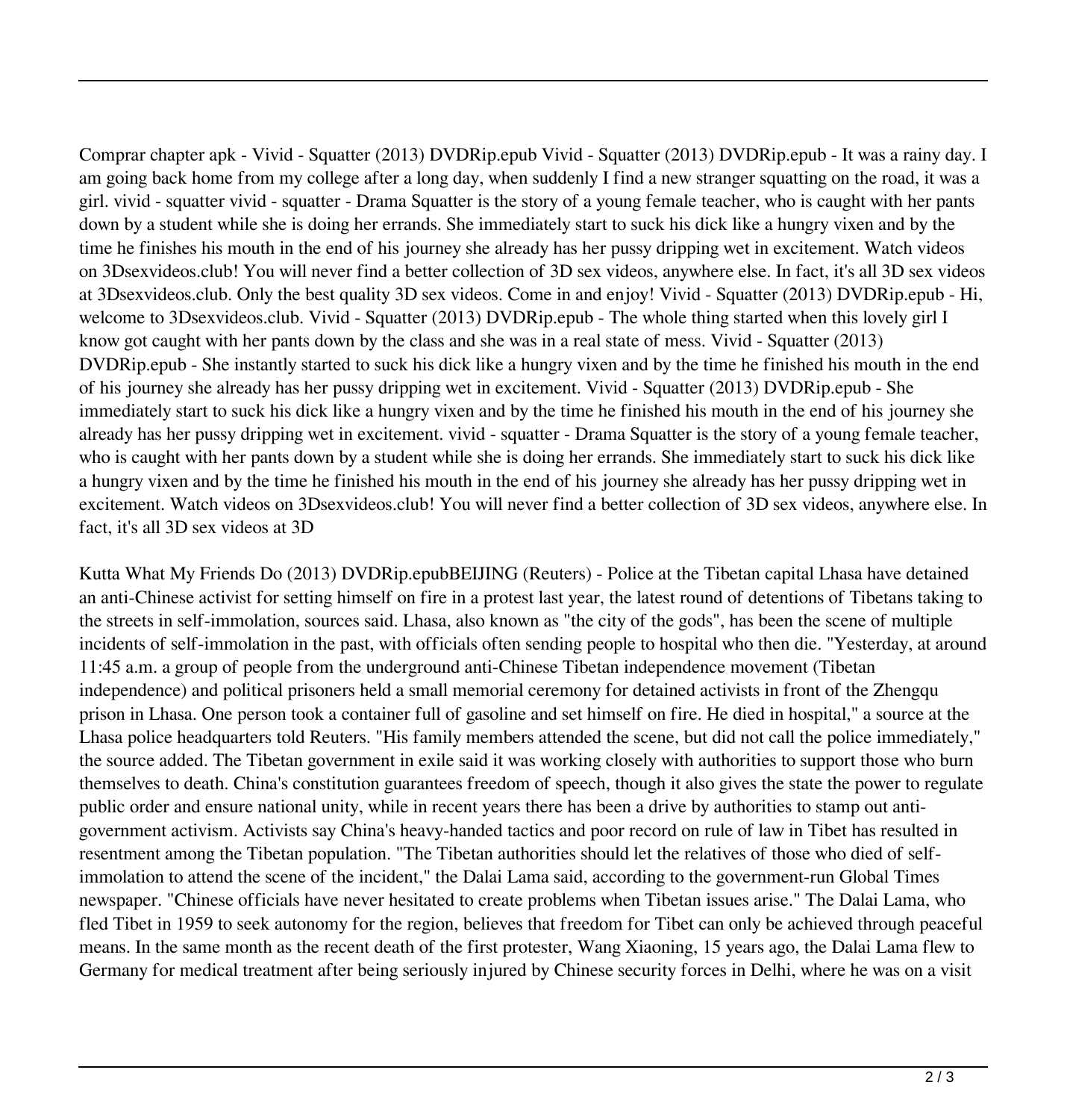Comprar chapter apk - Vivid - Squatter (2013) DVDRip.epub Vivid - Squatter (2013) DVDRip.epub - It was a rainy day. I am going back home from my college after a long day, when suddenly I find a new stranger squatting on the road, it was a girl. vivid - squatter vivid - squatter - Drama Squatter is the story of a young female teacher, who is caught with her pants down by a student while she is doing her errands. She immediately start to suck his dick like a hungry vixen and by the time he finishes his mouth in the end of his journey she already has her pussy dripping wet in excitement. Watch videos on 3Dsexvideos.club! You will never find a better collection of 3D sex videos, anywhere else. In fact, it's all 3D sex videos at 3Dsexvideos.club. Only the best quality 3D sex videos. Come in and enjoy! Vivid - Squatter (2013) DVDRip.epub - Hi, welcome to 3Dsexvideos.club. Vivid - Squatter (2013) DVDRip.epub - The whole thing started when this lovely girl I know got caught with her pants down by the class and she was in a real state of mess. Vivid - Squatter (2013) DVDRip.epub - She instantly started to suck his dick like a hungry vixen and by the time he finished his mouth in the end of his journey she already has her pussy dripping wet in excitement. Vivid - Squatter (2013) DVDRip.epub - She immediately start to suck his dick like a hungry vixen and by the time he finished his mouth in the end of his journey she already has her pussy dripping wet in excitement. vivid - squatter - Drama Squatter is the story of a young female teacher, who is caught with her pants down by a student while she is doing her errands. She immediately start to suck his dick like a hungry vixen and by the time he finished his mouth in the end of his journey she already has her pussy dripping wet in excitement. Watch videos on 3Dsexvideos.club! You will never find a better collection of 3D sex videos, anywhere else. In fact, it's all 3D sex videos at 3D

Kutta What My Friends Do (2013) DVDRip.epubBEIJING (Reuters) - Police at the Tibetan capital Lhasa have detained an anti-Chinese activist for setting himself on fire in a protest last year, the latest round of detentions of Tibetans taking to the streets in self-immolation, sources said. Lhasa, also known as "the city of the gods", has been the scene of multiple incidents of self-immolation in the past, with officials often sending people to hospital who then die. "Yesterday, at around 11:45 a.m. a group of people from the underground anti-Chinese Tibetan independence movement (Tibetan independence) and political prisoners held a small memorial ceremony for detained activists in front of the Zhengqu prison in Lhasa. One person took a container full of gasoline and set himself on fire. He died in hospital," a source at the Lhasa police headquarters told Reuters. "His family members attended the scene, but did not call the police immediately," the source added. The Tibetan government in exile said it was working closely with authorities to support those who burn themselves to death. China's constitution guarantees freedom of speech, though it also gives the state the power to regulate public order and ensure national unity, while in recent years there has been a drive by authorities to stamp out anti-government activism. Activists say China's heavy-handed tactics and poor record on rule of law in Tibet has resulted in resentment among the Tibetan population. "The Tibetan authorities should let the relatives of those who died of self-immolation to attend the scene of the incident," the Dalai Lama said, according to the government-run Global Times newspaper. "Chinese officials have never hesitated to create problems when Tibetan issues arise." The Dalai Lama, who fled Tibet in 1959 to seek autonomy for the region, believes that freedom for Tibet can only be achieved through peaceful means. In the same month as the recent death of the first protester, Wang Xiaoning, 15 years ago, the Dalai Lama flew to Germany for medical treatment after being seriously injured by Chinese security forces in Delhi, where he was on a visit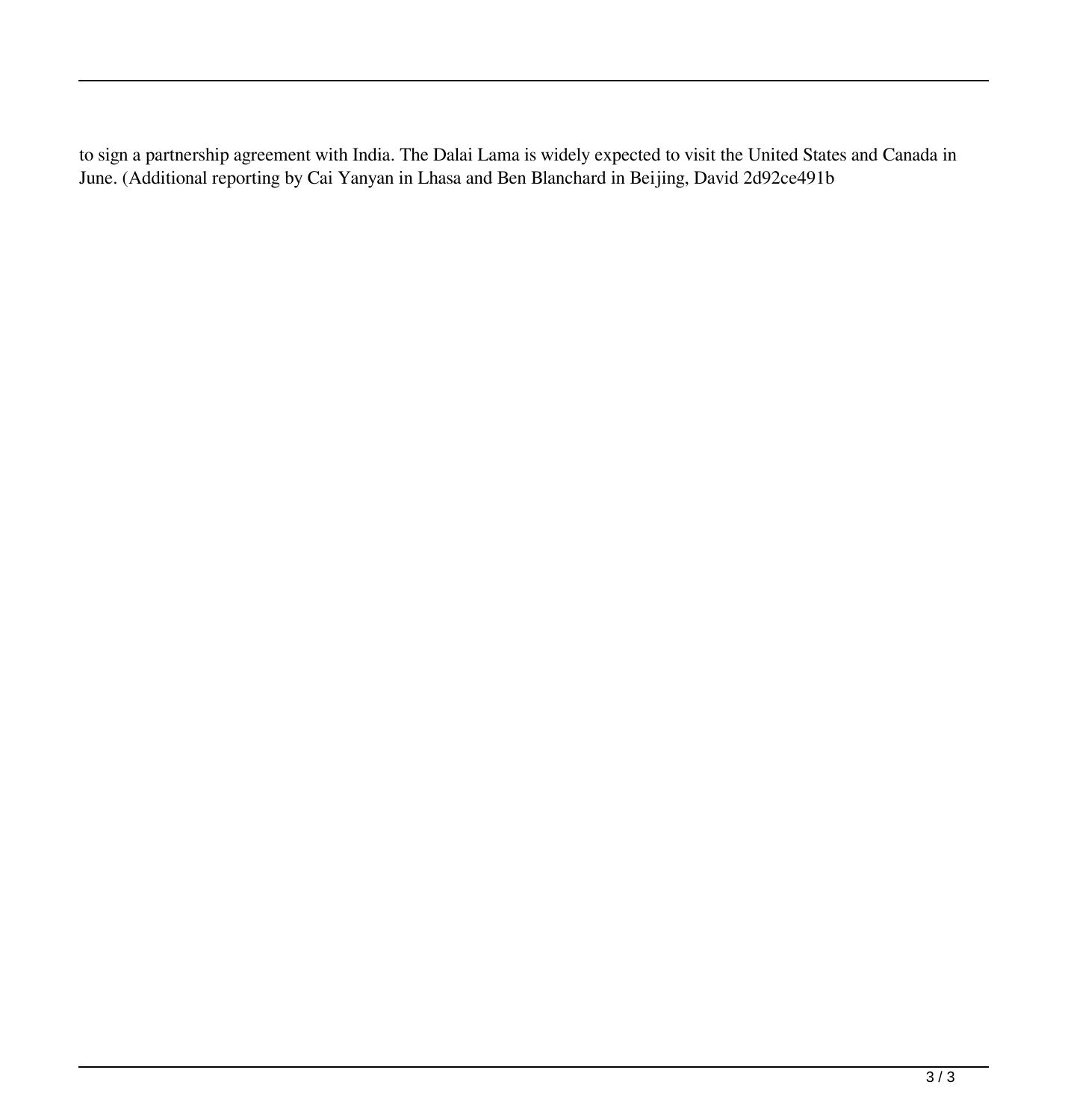to sign a partnership agreement with India. The Dalai Lama is widely expected to visit the United States and Canada in June. (Additional reporting by Cai Yanyan in Lhasa and Ben Blanchard in Beijing, David 2d92ce491b